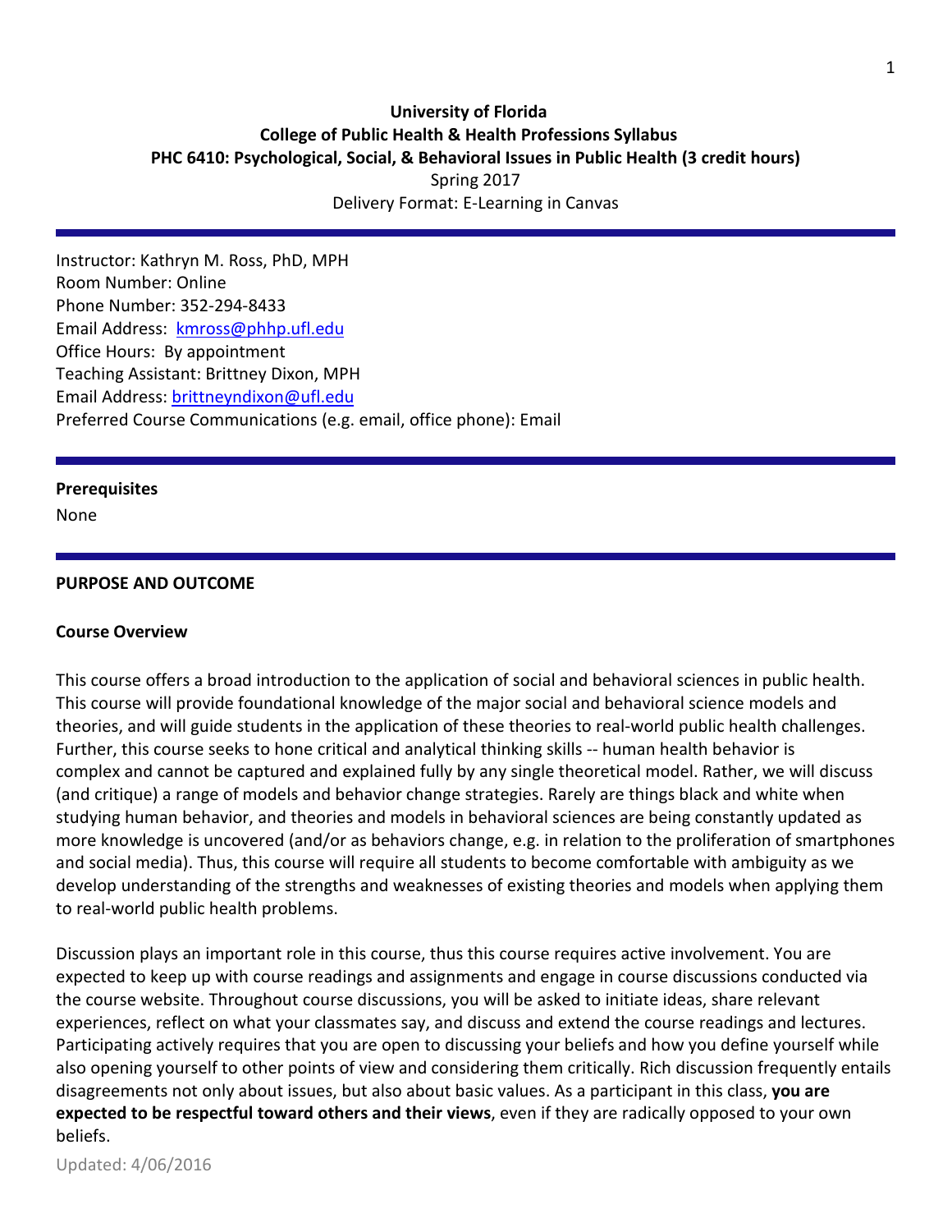**University of Florida**
**College of Public Health & Health Professions Syllabus**
**PHC 6410: Psychological, Social, & Behavioral Issues in Public Health (3 credit hours)**
Spring 2017
Delivery Format: E-Learning in Canvas

Instructor: Kathryn M. Ross, PhD, MPH
Room Number: Online
Phone Number: 352-294-8433
Email Address: kmross@phhp.ufl.edu
Office Hours: By appointment
Teaching Assistant: Brittney Dixon, MPH
Email Address: brittneyndixon@ufl.edu
Preferred Course Communications (e.g. email, office phone): Email

**Prerequisites**

None

## PURPOSE AND OUTCOME

### Course Overview

This course offers a broad introduction to the application of social and behavioral sciences in public health. This course will provide foundational knowledge of the major social and behavioral science models and theories, and will guide students in the application of these theories to real-world public health challenges. Further, this course seeks to hone critical and analytical thinking skills -- human health behavior is complex and cannot be captured and explained fully by any single theoretical model. Rather, we will discuss (and critique) a range of models and behavior change strategies. Rarely are things black and white when studying human behavior, and theories and models in behavioral sciences are being constantly updated as more knowledge is uncovered (and/or as behaviors change, e.g. in relation to the proliferation of smartphones and social media). Thus, this course will require all students to become comfortable with ambiguity as we develop understanding of the strengths and weaknesses of existing theories and models when applying them to real-world public health problems.

Discussion plays an important role in this course, thus this course requires active involvement. You are expected to keep up with course readings and assignments and engage in course discussions conducted via the course website. Throughout course discussions, you will be asked to initiate ideas, share relevant experiences, reflect on what your classmates say, and discuss and extend the course readings and lectures. Participating actively requires that you are open to discussing your beliefs and how you define yourself while also opening yourself to other points of view and considering them critically. Rich discussion frequently entails disagreements not only about issues, but also about basic values. As a participant in this class, **you are expected to be respectful toward others and their views**, even if they are radically opposed to your own beliefs.

Updated: 4/06/2016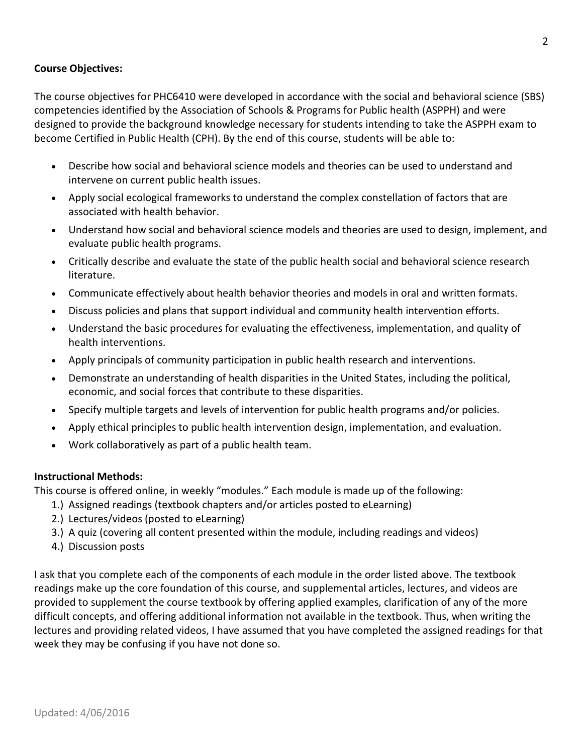**Course Objectives:**

The course objectives for PHC6410 were developed in accordance with the social and behavioral science (SBS) competencies identified by the Association of Schools & Programs for Public health (ASPPH) and were designed to provide the background knowledge necessary for students intending to take the ASPPH exam to become Certified in Public Health (CPH). By the end of this course, students will be able to:

- Describe how social and behavioral science models and theories can be used to understand and intervene on current public health issues.
- Apply social ecological frameworks to understand the complex constellation of factors that are associated with health behavior.
- Understand how social and behavioral science models and theories are used to design, implement, and evaluate public health programs.
- Critically describe and evaluate the state of the public health social and behavioral science research literature.
- Communicate effectively about health behavior theories and models in oral and written formats.
- Discuss policies and plans that support individual and community health intervention efforts.
- Understand the basic procedures for evaluating the effectiveness, implementation, and quality of health interventions.
- Apply principals of community participation in public health research and interventions.
- Demonstrate an understanding of health disparities in the United States, including the political, economic, and social forces that contribute to these disparities.
- Specify multiple targets and levels of intervention for public health programs and/or policies.
- Apply ethical principles to public health intervention design, implementation, and evaluation.
- Work collaboratively as part of a public health team.

**Instructional Methods:**

This course is offered online, in weekly "modules." Each module is made up of the following:

1.) Assigned readings (textbook chapters and/or articles posted to eLearning)
2.) Lectures/videos (posted to eLearning)
3.) A quiz (covering all content presented within the module, including readings and videos)
4.) Discussion posts

I ask that you complete each of the components of each module in the order listed above. The textbook readings make up the core foundation of this course, and supplemental articles, lectures, and videos are provided to supplement the course textbook by offering applied examples, clarification of any of the more difficult concepts, and offering additional information not available in the textbook. Thus, when writing the lectures and providing related videos, I have assumed that you have completed the assigned readings for that week they may be confusing if you have not done so.

Updated: 4/06/2016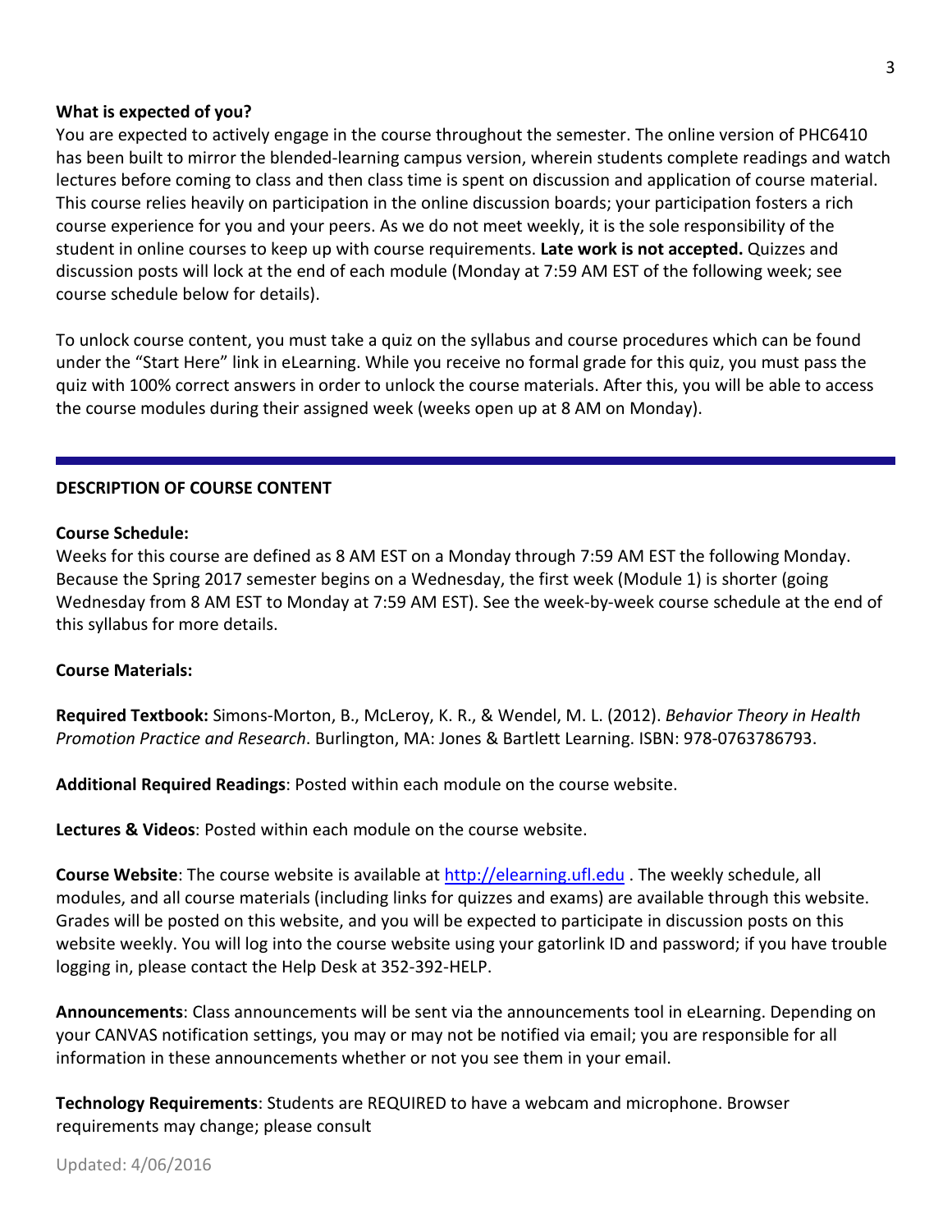**What is expected of you?**

You are expected to actively engage in the course throughout the semester. The online version of PHC6410 has been built to mirror the blended-learning campus version, wherein students complete readings and watch lectures before coming to class and then class time is spent on discussion and application of course material. This course relies heavily on participation in the online discussion boards; your participation fosters a rich course experience for you and your peers. As we do not meet weekly, it is the sole responsibility of the student in online courses to keep up with course requirements. **Late work is not accepted.** Quizzes and discussion posts will lock at the end of each module (Monday at 7:59 AM EST of the following week; see course schedule below for details).

To unlock course content, you must take a quiz on the syllabus and course procedures which can be found under the "Start Here" link in eLearning. While you receive no formal grade for this quiz, you must pass the quiz with 100% correct answers in order to unlock the course materials. After this, you will be able to access the course modules during their assigned week (weeks open up at 8 AM on Monday).

---

## DESCRIPTION OF COURSE CONTENT

**Course Schedule:**

Weeks for this course are defined as 8 AM EST on a Monday through 7:59 AM EST the following Monday. Because the Spring 2017 semester begins on a Wednesday, the first week (Module 1) is shorter (going Wednesday from 8 AM EST to Monday at 7:59 AM EST). See the week-by-week course schedule at the end of this syllabus for more details.

**Course Materials:**

**Required Textbook:** Simons-Morton, B., McLeroy, K. R., & Wendel, M. L. (2012). *Behavior Theory in Health Promotion Practice and Research*. Burlington, MA: Jones & Bartlett Learning. ISBN: 978-0763786793.

**Additional Required Readings**: Posted within each module on the course website.

**Lectures & Videos**: Posted within each module on the course website.

**Course Website**: The course website is available at [http://elearning.ufl.edu](http://elearning.ufl.edu) . The weekly schedule, all modules, and all course materials (including links for quizzes and exams) are available through this website. Grades will be posted on this website, and you will be expected to participate in discussion posts on this website weekly. You will log into the course website using your gatorlink ID and password; if you have trouble logging in, please contact the Help Desk at 352-392-HELP.

**Announcements**: Class announcements will be sent via the announcements tool in eLearning. Depending on your CANVAS notification settings, you may or may not be notified via email; you are responsible for all information in these announcements whether or not you see them in your email.

**Technology Requirements**: Students are REQUIRED to have a webcam and microphone. Browser requirements may change; please consult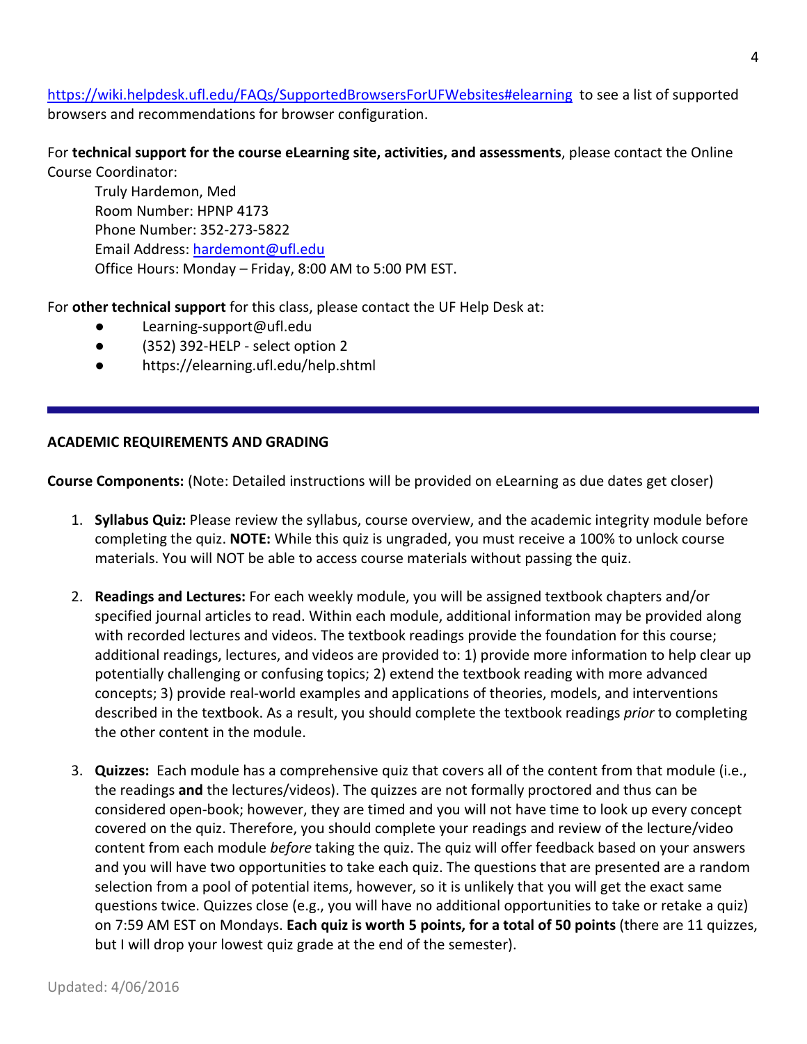https://wiki.helpdesk.ufl.edu/FAQs/SupportedBrowsersForUFWebsites#elearning to see a list of supported browsers and recommendations for browser configuration.

For **technical support for the course eLearning site, activities, and assessments**, please contact the Online Course Coordinator:

Truly Hardemon, Med
Room Number: HPNP 4173
Phone Number: 352-273-5822
Email Address: hardemont@ufl.edu
Office Hours: Monday – Friday, 8:00 AM to 5:00 PM EST.

For **other technical support** for this class, please contact the UF Help Desk at:

- Learning-support@ufl.edu
- (352) 392-HELP - select option 2
- https://elearning.ufl.edu/help.shtml

---

## ACADEMIC REQUIREMENTS AND GRADING

**Course Components:** (Note: Detailed instructions will be provided on eLearning as due dates get closer)

1. **Syllabus Quiz:** Please review the syllabus, course overview, and the academic integrity module before completing the quiz. **NOTE:** While this quiz is ungraded, you must receive a 100% to unlock course materials. You will NOT be able to access course materials without passing the quiz.

2. **Readings and Lectures:** For each weekly module, you will be assigned textbook chapters and/or specified journal articles to read. Within each module, additional information may be provided along with recorded lectures and videos. The textbook readings provide the foundation for this course; additional readings, lectures, and videos are provided to: 1) provide more information to help clear up potentially challenging or confusing topics; 2) extend the textbook reading with more advanced concepts; 3) provide real-world examples and applications of theories, models, and interventions described in the textbook. As a result, you should complete the textbook readings *prior* to completing the other content in the module.

3. **Quizzes:** Each module has a comprehensive quiz that covers all of the content from that module (i.e., the readings **and** the lectures/videos). The quizzes are not formally proctored and thus can be considered open-book; however, they are timed and you will not have time to look up every concept covered on the quiz. Therefore, you should complete your readings and review of the lecture/video content from each module *before* taking the quiz. The quiz will offer feedback based on your answers and you will have two opportunities to take each quiz. The questions that are presented are a random selection from a pool of potential items, however, so it is unlikely that you will get the exact same questions twice. Quizzes close (e.g., you will have no additional opportunities to take or retake a quiz) on 7:59 AM EST on Mondays. **Each quiz is worth 5 points, for a total of 50 points** (there are 11 quizzes, but I will drop your lowest quiz grade at the end of the semester).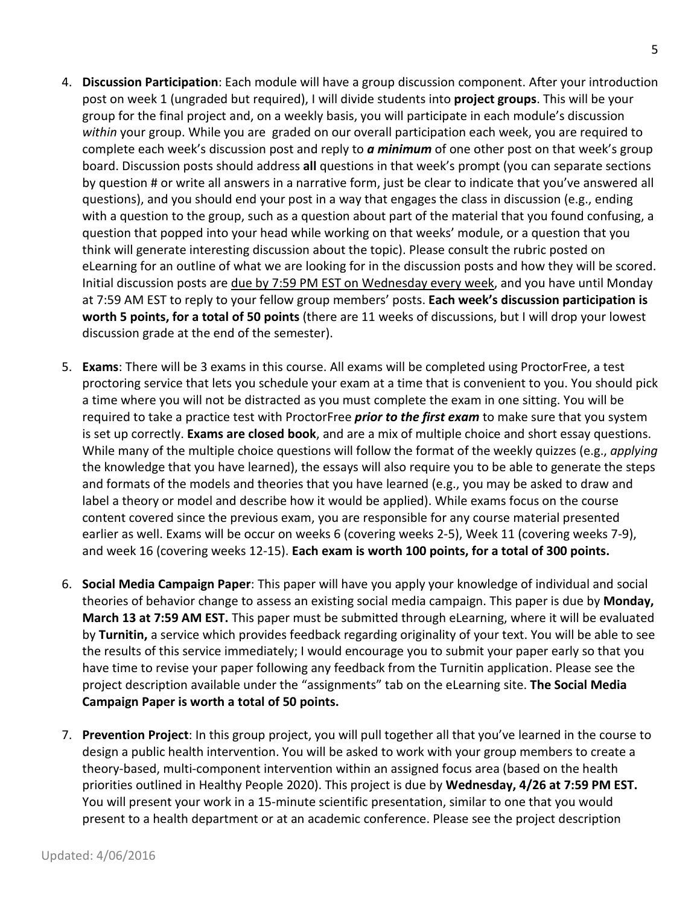4. **Discussion Participation**: Each module will have a group discussion component. After your introduction post on week 1 (ungraded but required), I will divide students into **project groups**. This will be your group for the final project and, on a weekly basis, you will participate in each module's discussion *within* your group. While you are  graded on our overall participation each week, you are required to complete each week's discussion post and reply to ***a minimum*** of one other post on that week's group board. Discussion posts should address **all** questions in that week's prompt (you can separate sections by question # or write all answers in a narrative form, just be clear to indicate that you've answered all questions), and you should end your post in a way that engages the class in discussion (e.g., ending with a question to the group, such as a question about part of the material that you found confusing, a question that popped into your head while working on that weeks' module, or a question that you think will generate interesting discussion about the topic). Please consult the rubric posted on eLearning for an outline of what we are looking for in the discussion posts and how they will be scored. Initial discussion posts are <u>due by 7:59 PM EST on Wednesday every week</u>, and you have until Monday at 7:59 AM EST to reply to your fellow group members' posts. **Each week's discussion participation is worth 5 points, for a total of 50 points** (there are 11 weeks of discussions, but I will drop your lowest discussion grade at the end of the semester).

5. **Exams**: There will be 3 exams in this course. All exams will be completed using ProctorFree, a test proctoring service that lets you schedule your exam at a time that is convenient to you. You should pick a time where you will not be distracted as you must complete the exam in one sitting. You will be required to take a practice test with ProctorFree ***prior to the first exam*** to make sure that you system is set up correctly. **Exams are closed book**, and are a mix of multiple choice and short essay questions. While many of the multiple choice questions will follow the format of the weekly quizzes (e.g., *applying* the knowledge that you have learned), the essays will also require you to be able to generate the steps and formats of the models and theories that you have learned (e.g., you may be asked to draw and label a theory or model and describe how it would be applied). While exams focus on the course content covered since the previous exam, you are responsible for any course material presented earlier as well. Exams will be occur on weeks 6 (covering weeks 2-5), Week 11 (covering weeks 7-9), and week 16 (covering weeks 12-15). **Each exam is worth 100 points, for a total of 300 points.**

6. **Social Media Campaign Paper**: This paper will have you apply your knowledge of individual and social theories of behavior change to assess an existing social media campaign. This paper is due by **Monday, March 13 at 7:59 AM EST.** This paper must be submitted through eLearning, where it will be evaluated by **Turnitin,** a service which provides feedback regarding originality of your text. You will be able to see the results of this service immediately; I would encourage you to submit your paper early so that you have time to revise your paper following any feedback from the Turnitin application. Please see the project description available under the "assignments" tab on the eLearning site. **The Social Media Campaign Paper is worth a total of 50 points.**

7. **Prevention Project**: In this group project, you will pull together all that you've learned in the course to design a public health intervention. You will be asked to work with your group members to create a theory-based, multi-component intervention within an assigned focus area (based on the health priorities outlined in Healthy People 2020). This project is due by **Wednesday, 4/26 at 7:59 PM EST.** You will present your work in a 15-minute scientific presentation, similar to one that you would present to a health department or at an academic conference. Please see the project description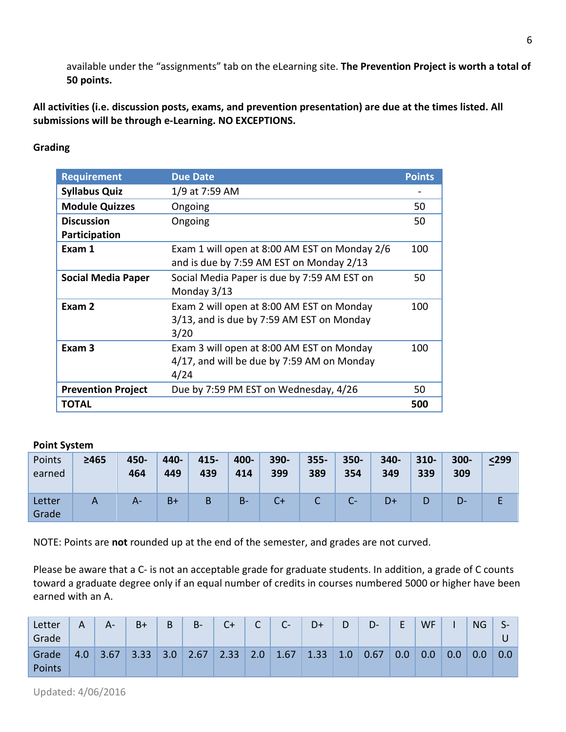available under the "assignments" tab on the eLearning site. **The Prevention Project is worth a total of 50 points.**

**All activities (i.e. discussion posts, exams, and prevention presentation) are due at the times listed. All submissions will be through e-Learning. NO EXCEPTIONS.**

**Grading**

| Requirement | Due Date | Points |
|---|---|---|
| **Syllabus Quiz** | 1/9 at 7:59 AM | - |
| **Module Quizzes** | Ongoing | 50 |
| **Discussion Participation** | Ongoing | 50 |
| **Exam 1** | Exam 1 will open at 8:00 AM EST on Monday 2/6 and is due by 7:59 AM EST on Monday 2/13 | 100 |
| **Social Media Paper** | Social Media Paper is due by 7:59 AM EST on Monday 3/13 | 50 |
| **Exam 2** | Exam 2 will open at 8:00 AM EST on Monday 3/13, and is due by 7:59 AM EST on Monday 3/20 | 100 |
| **Exam 3** | Exam 3 will open at 8:00 AM EST on Monday 4/17, and will be due by 7:59 AM on Monday 4/24 | 100 |
| **Prevention Project** | Due by 7:59 PM EST on Wednesday, 4/26 | 50 |
| **TOTAL** | | **500** |

**Point System**

| Points earned | **≥465** | **450-464** | **440-449** | **415-439** | **400-414** | **390-399** | **355-389** | **350-354** | **340-349** | **310-339** | **300-309** | **≤299** |
|---|---|---|---|---|---|---|---|---|---|---|---|---|
| Letter Grade | A | A- | B+ | B | B- | C+ | C | C- | D+ | D | D- | E |

NOTE: Points are **not** rounded up at the end of the semester, and grades are not curved.

Please be aware that a C- is not an acceptable grade for graduate students. In addition, a grade of C counts toward a graduate degree only if an equal number of credits in courses numbered 5000 or higher have been earned with an A.

| Letter Grade | A | A- | B+ | B | B- | C+ | C | C- | D+ | D | D- | E | WF | I | NG | S-U |
|---|---|---|---|---|---|---|---|---|---|---|---|---|---|---|---|---|
| Grade Points | 4.0 | 3.67 | 3.33 | 3.0 | 2.67 | 2.33 | 2.0 | 1.67 | 1.33 | 1.0 | 0.67 | 0.0 | 0.0 | 0.0 | 0.0 | 0.0 |

Updated: 4/06/2016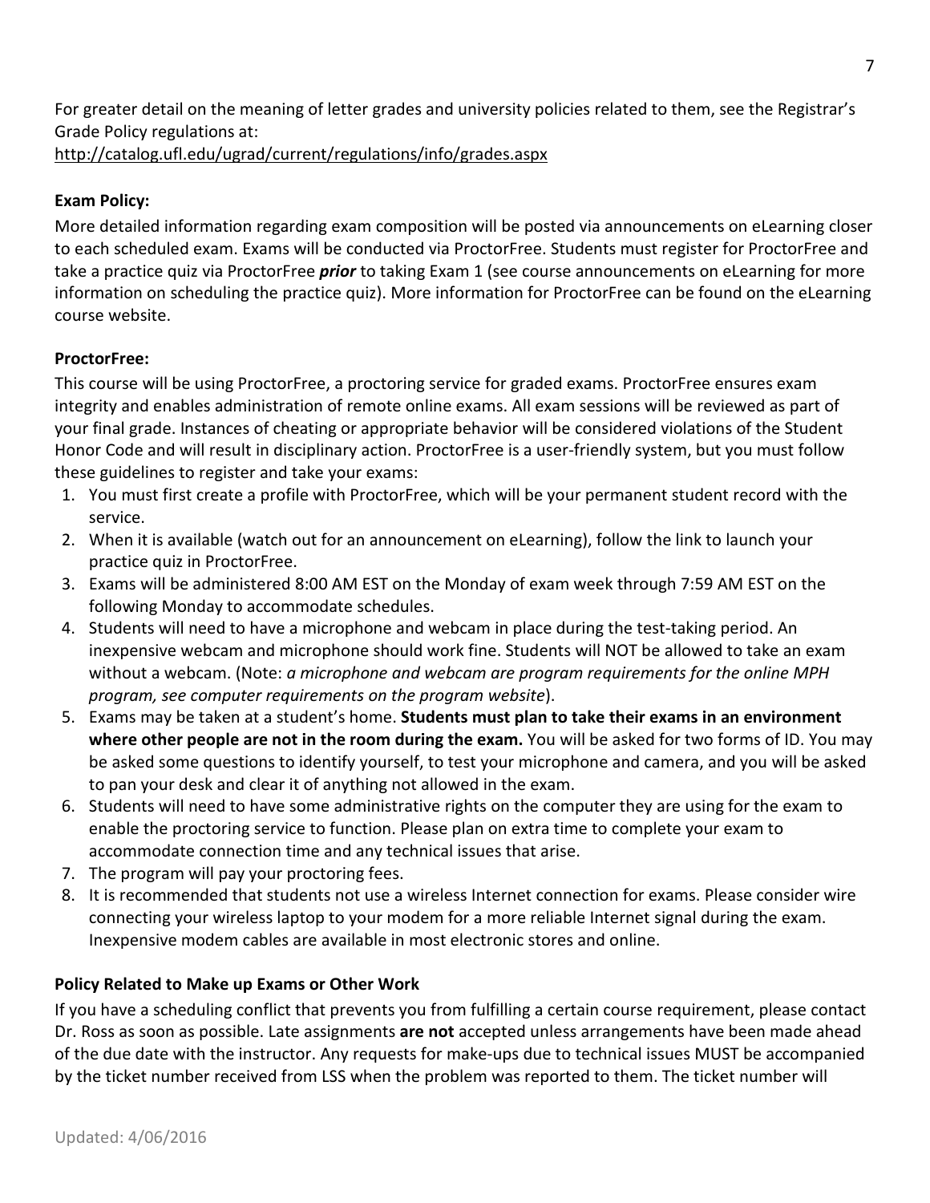For greater detail on the meaning of letter grades and university policies related to them, see the Registrar's Grade Policy regulations at:
http://catalog.ufl.edu/ugrad/current/regulations/info/grades.aspx

**Exam Policy:**

More detailed information regarding exam composition will be posted via announcements on eLearning closer to each scheduled exam. Exams will be conducted via ProctorFree. Students must register for ProctorFree and take a practice quiz via ProctorFree ***prior*** to taking Exam 1 (see course announcements on eLearning for more information on scheduling the practice quiz). More information for ProctorFree can be found on the eLearning course website.

**ProctorFree:**

This course will be using ProctorFree, a proctoring service for graded exams. ProctorFree ensures exam integrity and enables administration of remote online exams. All exam sessions will be reviewed as part of your final grade. Instances of cheating or appropriate behavior will be considered violations of the Student Honor Code and will result in disciplinary action. ProctorFree is a user-friendly system, but you must follow these guidelines to register and take your exams:

1. You must first create a profile with ProctorFree, which will be your permanent student record with the service.
2. When it is available (watch out for an announcement on eLearning), follow the link to launch your practice quiz in ProctorFree.
3. Exams will be administered 8:00 AM EST on the Monday of exam week through 7:59 AM EST on the following Monday to accommodate schedules.
4. Students will need to have a microphone and webcam in place during the test-taking period. An inexpensive webcam and microphone should work fine. Students will NOT be allowed to take an exam without a webcam. (Note: *a microphone and webcam are program requirements for the online MPH program, see computer requirements on the program website*).
5. Exams may be taken at a student's home. **Students must plan to take their exams in an environment where other people are not in the room during the exam.** You will be asked for two forms of ID. You may be asked some questions to identify yourself, to test your microphone and camera, and you will be asked to pan your desk and clear it of anything not allowed in the exam.
6. Students will need to have some administrative rights on the computer they are using for the exam to enable the proctoring service to function. Please plan on extra time to complete your exam to accommodate connection time and any technical issues that arise.
7. The program will pay your proctoring fees.
8. It is recommended that students not use a wireless Internet connection for exams. Please consider wire connecting your wireless laptop to your modem for a more reliable Internet signal during the exam. Inexpensive modem cables are available in most electronic stores and online.

**Policy Related to Make up Exams or Other Work**

If you have a scheduling conflict that prevents you from fulfilling a certain course requirement, please contact Dr. Ross as soon as possible. Late assignments **are not** accepted unless arrangements have been made ahead of the due date with the instructor. Any requests for make-ups due to technical issues MUST be accompanied by the ticket number received from LSS when the problem was reported to them. The ticket number will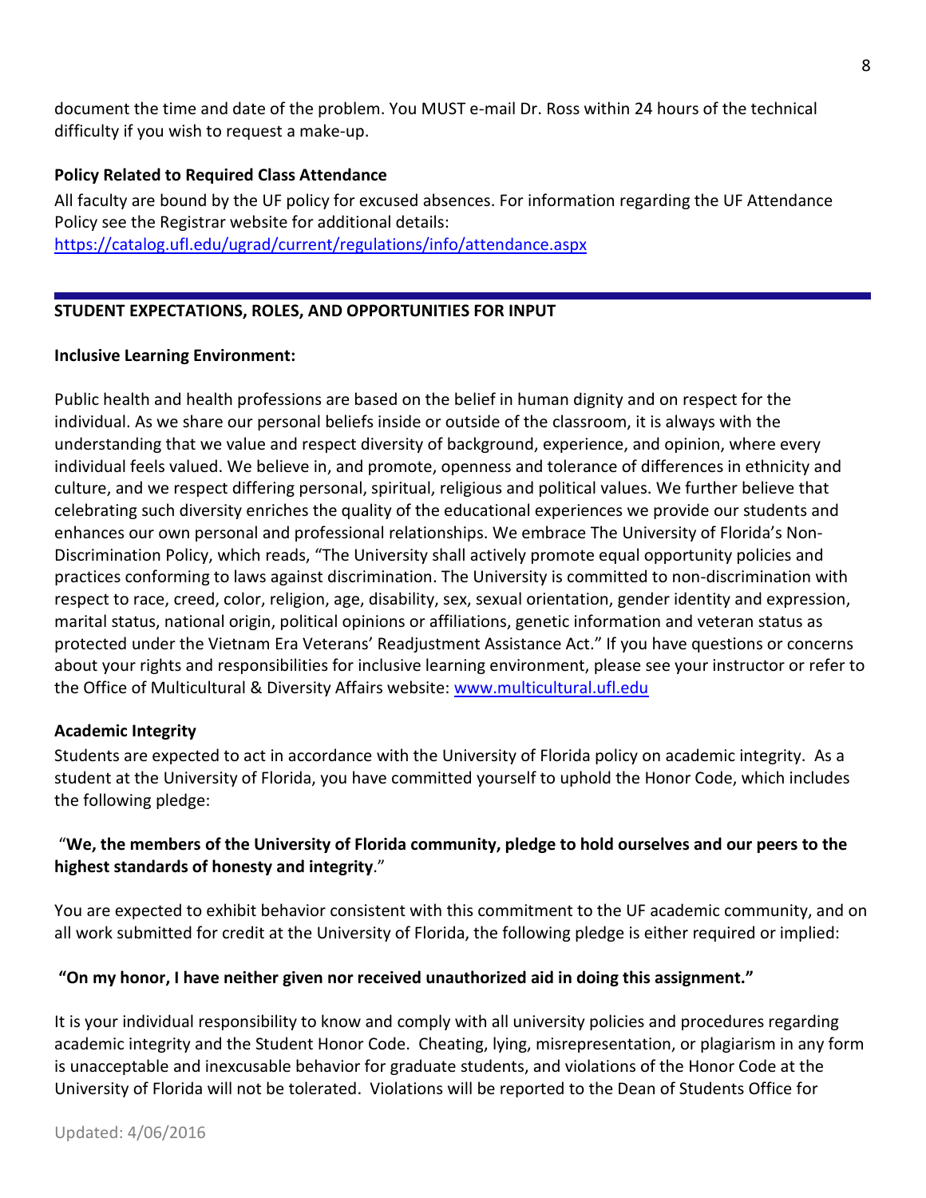document the time and date of the problem. You MUST e-mail Dr. Ross within 24 hours of the technical difficulty if you wish to request a make-up.

**Policy Related to Required Class Attendance**

All faculty are bound by the UF policy for excused absences. For information regarding the UF Attendance Policy see the Registrar website for additional details:
https://catalog.ufl.edu/ugrad/current/regulations/info/attendance.aspx

---

## STUDENT EXPECTATIONS, ROLES, AND OPPORTUNITIES FOR INPUT

**Inclusive Learning Environment:**

Public health and health professions are based on the belief in human dignity and on respect for the individual. As we share our personal beliefs inside or outside of the classroom, it is always with the understanding that we value and respect diversity of background, experience, and opinion, where every individual feels valued. We believe in, and promote, openness and tolerance of differences in ethnicity and culture, and we respect differing personal, spiritual, religious and political values. We further believe that celebrating such diversity enriches the quality of the educational experiences we provide our students and enhances our own personal and professional relationships. We embrace The University of Florida's Non-Discrimination Policy, which reads, "The University shall actively promote equal opportunity policies and practices conforming to laws against discrimination. The University is committed to non-discrimination with respect to race, creed, color, religion, age, disability, sex, sexual orientation, gender identity and expression, marital status, national origin, political opinions or affiliations, genetic information and veteran status as protected under the Vietnam Era Veterans' Readjustment Assistance Act." If you have questions or concerns about your rights and responsibilities for inclusive learning environment, please see your instructor or refer to the Office of Multicultural & Diversity Affairs website: www.multicultural.ufl.edu

**Academic Integrity**

Students are expected to act in accordance with the University of Florida policy on academic integrity. As a student at the University of Florida, you have committed yourself to uphold the Honor Code, which includes the following pledge:

"**We, the members of the University of Florida community, pledge to hold ourselves and our peers to the highest standards of honesty and integrity**."

You are expected to exhibit behavior consistent with this commitment to the UF academic community, and on all work submitted for credit at the University of Florida, the following pledge is either required or implied:

**"On my honor, I have neither given nor received unauthorized aid in doing this assignment."**

It is your individual responsibility to know and comply with all university policies and procedures regarding academic integrity and the Student Honor Code. Cheating, lying, misrepresentation, or plagiarism in any form is unacceptable and inexcusable behavior for graduate students, and violations of the Honor Code at the University of Florida will not be tolerated. Violations will be reported to the Dean of Students Office for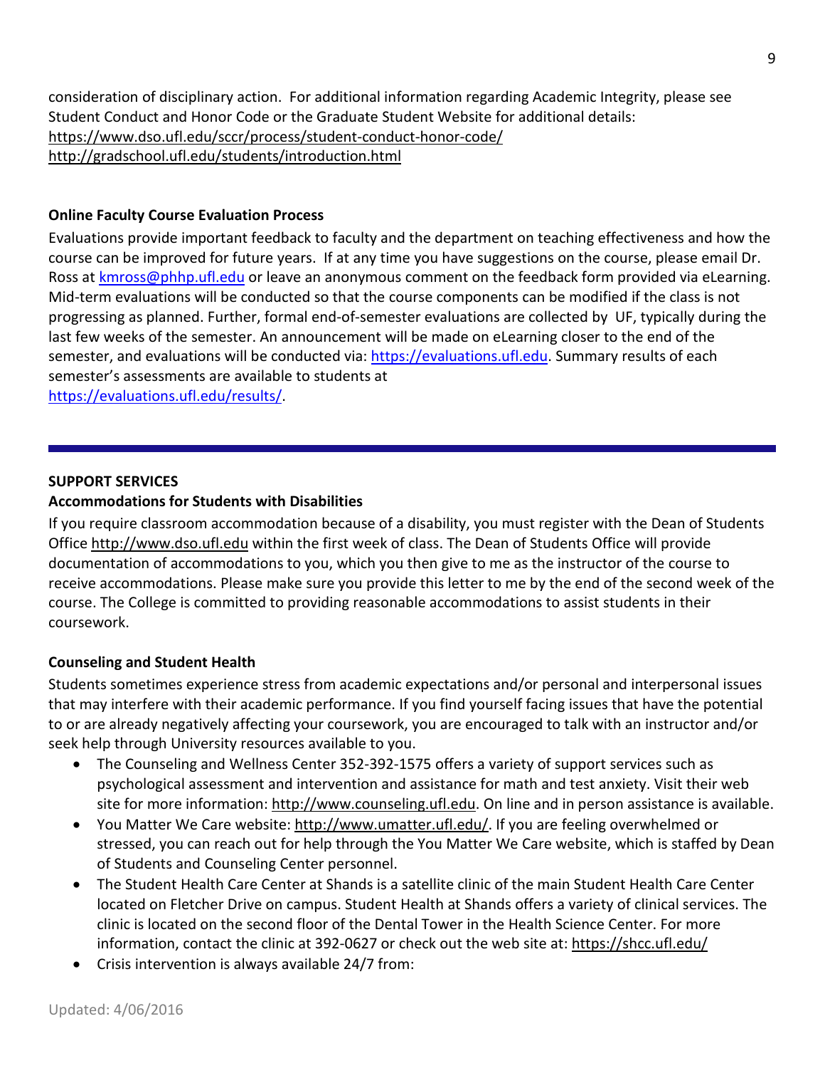consideration of disciplinary action. For additional information regarding Academic Integrity, please see Student Conduct and Honor Code or the Graduate Student Website for additional details:
https://www.dso.ufl.edu/sccr/process/student-conduct-honor-code/
http://gradschool.ufl.edu/students/introduction.html

**Online Faculty Course Evaluation Process**

Evaluations provide important feedback to faculty and the department on teaching effectiveness and how the course can be improved for future years. If at any time you have suggestions on the course, please email Dr. Ross at kmross@phhp.ufl.edu or leave an anonymous comment on the feedback form provided via eLearning. Mid-term evaluations will be conducted so that the course components can be modified if the class is not progressing as planned. Further, formal end-of-semester evaluations are collected by UF, typically during the last few weeks of the semester. An announcement will be made on eLearning closer to the end of the semester, and evaluations will be conducted via: https://evaluations.ufl.edu. Summary results of each semester's assessments are available to students at https://evaluations.ufl.edu/results/.

---

## SUPPORT SERVICES

**Accommodations for Students with Disabilities**

If you require classroom accommodation because of a disability, you must register with the Dean of Students Office http://www.dso.ufl.edu within the first week of class. The Dean of Students Office will provide documentation of accommodations to you, which you then give to me as the instructor of the course to receive accommodations. Please make sure you provide this letter to me by the end of the second week of the course. The College is committed to providing reasonable accommodations to assist students in their coursework.

**Counseling and Student Health**

Students sometimes experience stress from academic expectations and/or personal and interpersonal issues that may interfere with their academic performance. If you find yourself facing issues that have the potential to or are already negatively affecting your coursework, you are encouraged to talk with an instructor and/or seek help through University resources available to you.

- The Counseling and Wellness Center 352-392-1575 offers a variety of support services such as psychological assessment and intervention and assistance for math and test anxiety. Visit their web site for more information: http://www.counseling.ufl.edu. On line and in person assistance is available.
- You Matter We Care website: http://www.umatter.ufl.edu/. If you are feeling overwhelmed or stressed, you can reach out for help through the You Matter We Care website, which is staffed by Dean of Students and Counseling Center personnel.
- The Student Health Care Center at Shands is a satellite clinic of the main Student Health Care Center located on Fletcher Drive on campus. Student Health at Shands offers a variety of clinical services. The clinic is located on the second floor of the Dental Tower in the Health Science Center. For more information, contact the clinic at 392-0627 or check out the web site at: https://shcc.ufl.edu/
- Crisis intervention is always available 24/7 from: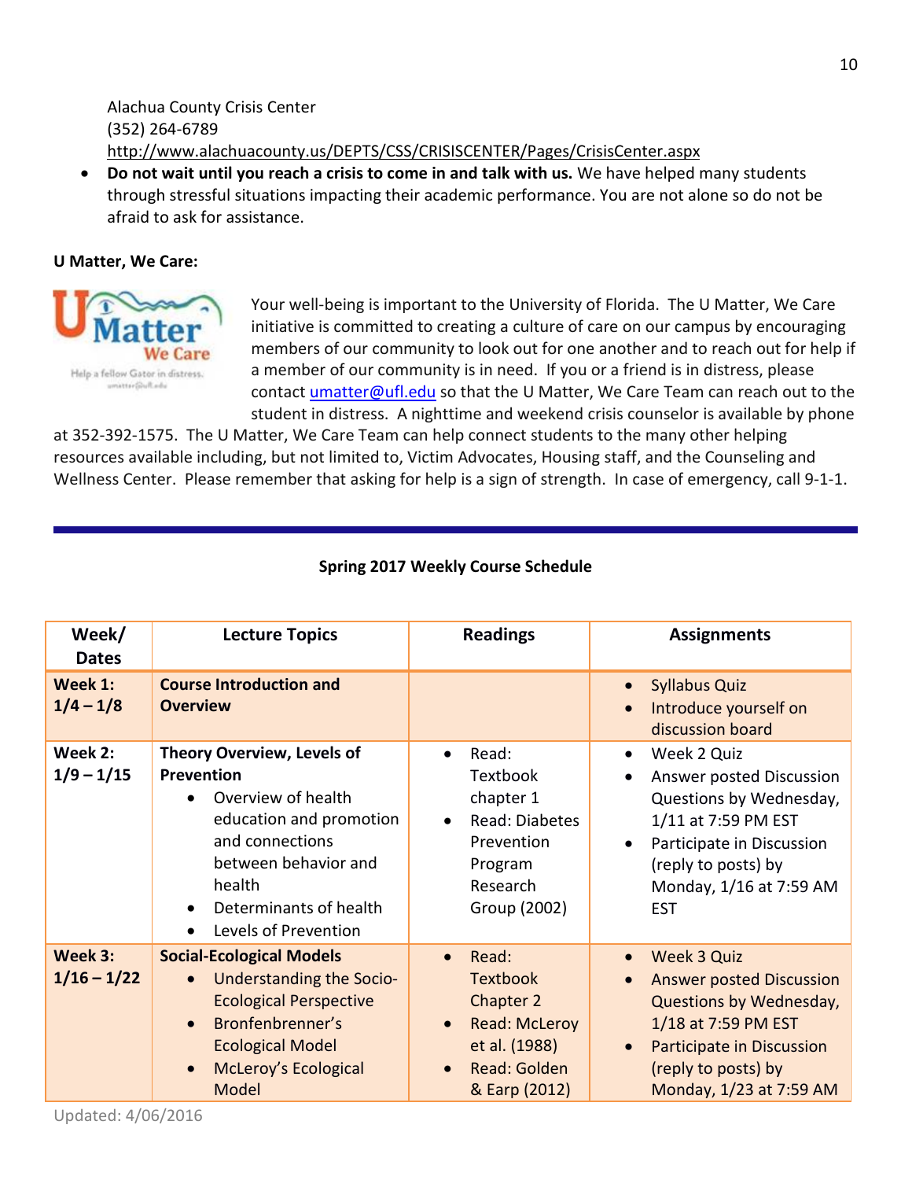Alachua County Crisis Center
(352) 264-6789
http://www.alachuacounty.us/DEPTS/CSS/CRISISCENTER/Pages/CrisisCenter.aspx

- **Do not wait until you reach a crisis to come in and talk with us.** We have helped many students through stressful situations impacting their academic performance. You are not alone so do not be afraid to ask for assistance.

**U Matter, We Care:**

Your well-being is important to the University of Florida. The U Matter, We Care initiative is committed to creating a culture of care on our campus by encouraging members of our community to look out for one another and to reach out for help if a member of our community is in need. If you or a friend is in distress, please contact umatter@ufl.edu so that the U Matter, We Care Team can reach out to the student in distress. A nighttime and weekend crisis counselor is available by phone at 352-392-1575. The U Matter, We Care Team can help connect students to the many other helping resources available including, but not limited to, Victim Advocates, Housing staff, and the Counseling and Wellness Center. Please remember that asking for help is a sign of strength. In case of emergency, call 9-1-1.

---

**Spring 2017 Weekly Course Schedule**

| Week/ Dates | Lecture Topics | Readings | Assignments |
|---|---|---|---|
| **Week 1: 1/4 – 1/8** | **Course Introduction and Overview** | | • Syllabus Quiz<br>• Introduce yourself on discussion board |
| **Week 2: 1/9 – 1/15** | **Theory Overview, Levels of Prevention**<br>• Overview of health education and promotion and connections between behavior and health<br>• Determinants of health<br>• Levels of Prevention | • Read: Textbook chapter 1<br>• Read: Diabetes Prevention Program Research Group (2002) | • Week 2 Quiz<br>• Answer posted Discussion Questions by Wednesday, 1/11 at 7:59 PM EST<br>• Participate in Discussion (reply to posts) by Monday, 1/16 at 7:59 AM EST |
| **Week 3: 1/16 – 1/22** | **Social-Ecological Models**<br>• Understanding the Socio-Ecological Perspective<br>• Bronfenbrenner's Ecological Model<br>• McLeroy's Ecological Model | • Read: Textbook Chapter 2<br>• Read: McLeroy et al. (1988)<br>• Read: Golden & Earp (2012) | • Week 3 Quiz<br>• Answer posted Discussion Questions by Wednesday, 1/18 at 7:59 PM EST<br>• Participate in Discussion (reply to posts) by Monday, 1/23 at 7:59 AM |

Updated: 4/06/2016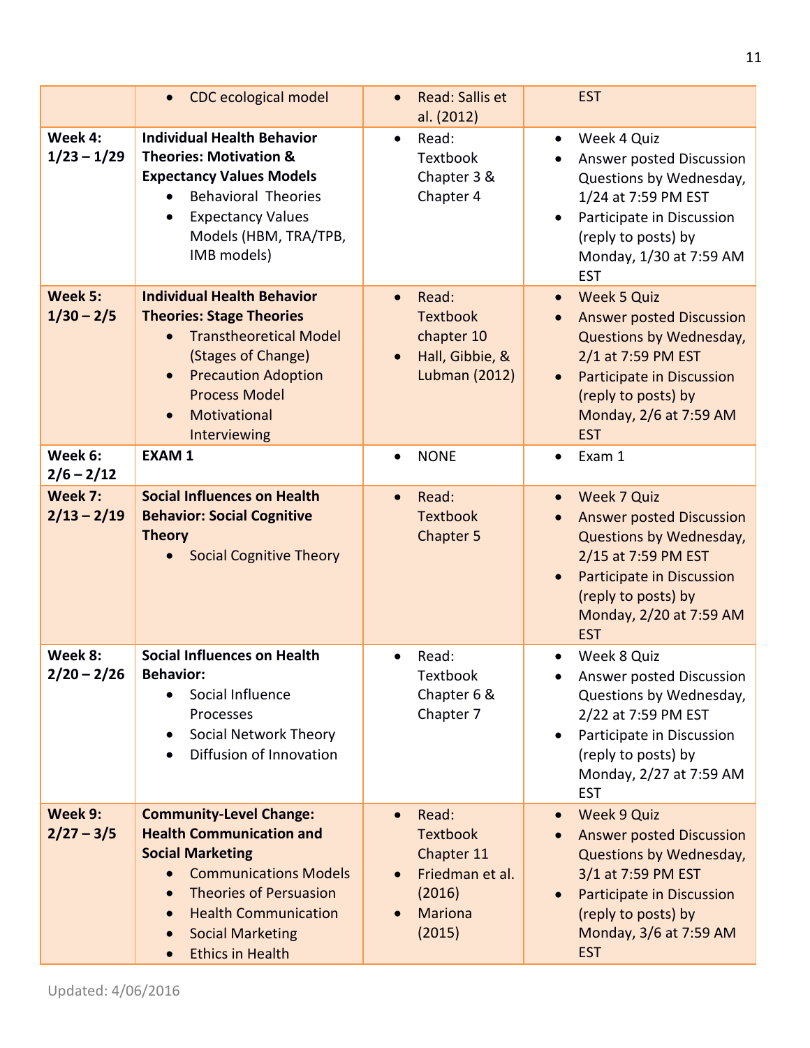| | • CDC ecological model | • Read: Sallis et al. (2012) | EST |
|---|---|---|---|
| **Week 4: 1/23 – 1/29** | **Individual Health Behavior Theories: Motivation & Expectancy Values Models**<br>• Behavioral Theories<br>• Expectancy Values Models (HBM, TRA/TPB, IMB models) | • Read: Textbook Chapter 3 & Chapter 4 | • Week 4 Quiz<br>• Answer posted Discussion Questions by Wednesday, 1/24 at 7:59 PM EST<br>• Participate in Discussion (reply to posts) by Monday, 1/30 at 7:59 AM EST |
| **Week 5: 1/30 – 2/5** | **Individual Health Behavior Theories: Stage Theories**<br>• Transtheoretical Model (Stages of Change)<br>• Precaution Adoption Process Model<br>• Motivational Interviewing | • Read: Textbook chapter 10<br>• Hall, Gibbie, & Lubman (2012) | • Week 5 Quiz<br>• Answer posted Discussion Questions by Wednesday, 2/1 at 7:59 PM EST<br>• Participate in Discussion (reply to posts) by Monday, 2/6 at 7:59 AM EST |
| **Week 6: 2/6 – 2/12** | **EXAM 1** | • NONE | • Exam 1 |
| **Week 7: 2/13 – 2/19** | **Social Influences on Health Behavior: Social Cognitive Theory**<br>• Social Cognitive Theory | • Read: Textbook Chapter 5 | • Week 7 Quiz<br>• Answer posted Discussion Questions by Wednesday, 2/15 at 7:59 PM EST<br>• Participate in Discussion (reply to posts) by Monday, 2/20 at 7:59 AM EST |
| **Week 8: 2/20 – 2/26** | **Social Influences on Health Behavior:**<br>• Social Influence Processes<br>• Social Network Theory<br>• Diffusion of Innovation | • Read: Textbook Chapter 6 & Chapter 7 | • Week 8 Quiz<br>• Answer posted Discussion Questions by Wednesday, 2/22 at 7:59 PM EST<br>• Participate in Discussion (reply to posts) by Monday, 2/27 at 7:59 AM EST |
| **Week 9: 2/27 – 3/5** | **Community-Level Change: Health Communication and Social Marketing**<br>• Communications Models<br>• Theories of Persuasion<br>• Health Communication<br>• Social Marketing<br>• Ethics in Health | • Read: Textbook Chapter 11<br>• Friedman et al. (2016)<br>• Mariona (2015) | • Week 9 Quiz<br>• Answer posted Discussion Questions by Wednesday, 3/1 at 7:59 PM EST<br>• Participate in Discussion (reply to posts) by Monday, 3/6 at 7:59 AM EST |

Updated: 4/06/2016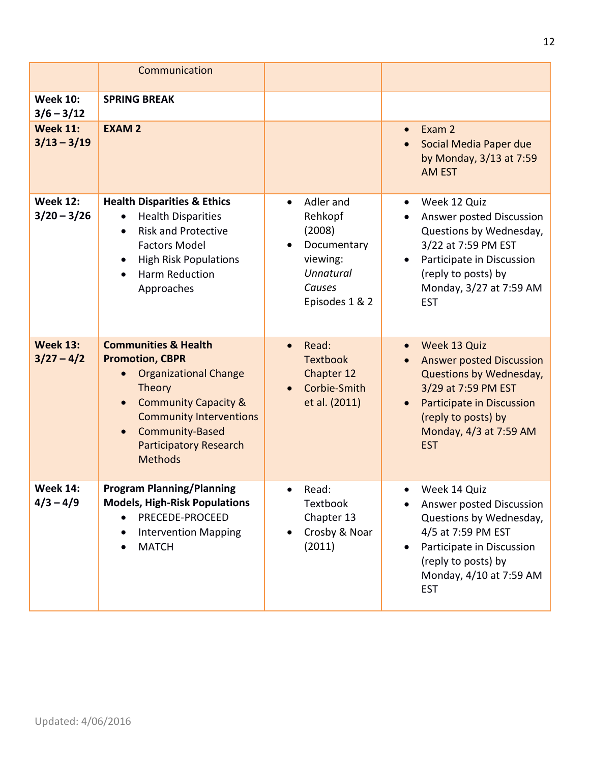| | | | |
|---|---|---|---|
| | Communication | | |
| **Week 10: 3/6 – 3/12** | **SPRING BREAK** | | |
| **Week 11: 3/13 – 3/19** | **EXAM 2** | | • Exam 2<br>• Social Media Paper due by Monday, 3/13 at 7:59 AM EST |
| **Week 12: 3/20 – 3/26** | **Health Disparities & Ethics**<br>• Health Disparities<br>• Risk and Protective Factors Model<br>• High Risk Populations<br>• Harm Reduction Approaches | • Adler and Rehkopf (2008)<br>• Documentary viewing: *Unnatural Causes* Episodes 1 & 2 | • Week 12 Quiz<br>• Answer posted Discussion Questions by Wednesday, 3/22 at 7:59 PM EST<br>• Participate in Discussion (reply to posts) by Monday, 3/27 at 7:59 AM EST |
| **Week 13: 3/27 – 4/2** | **Communities & Health Promotion, CBPR**<br>• Organizational Change Theory<br>• Community Capacity & Community Interventions<br>• Community-Based Participatory Research Methods | • Read: Textbook Chapter 12<br>• Corbie-Smith et al. (2011) | • Week 13 Quiz<br>• Answer posted Discussion Questions by Wednesday, 3/29 at 7:59 PM EST<br>• Participate in Discussion (reply to posts) by Monday, 4/3 at 7:59 AM EST |
| **Week 14: 4/3 – 4/9** | **Program Planning/Planning Models, High-Risk Populations**<br>• PRECEDE-PROCEED<br>• Intervention Mapping<br>• MATCH | • Read: Textbook Chapter 13<br>• Crosby & Noar (2011) | • Week 14 Quiz<br>• Answer posted Discussion Questions by Wednesday, 4/5 at 7:59 PM EST<br>• Participate in Discussion (reply to posts) by Monday, 4/10 at 7:59 AM EST |

Updated: 4/06/2016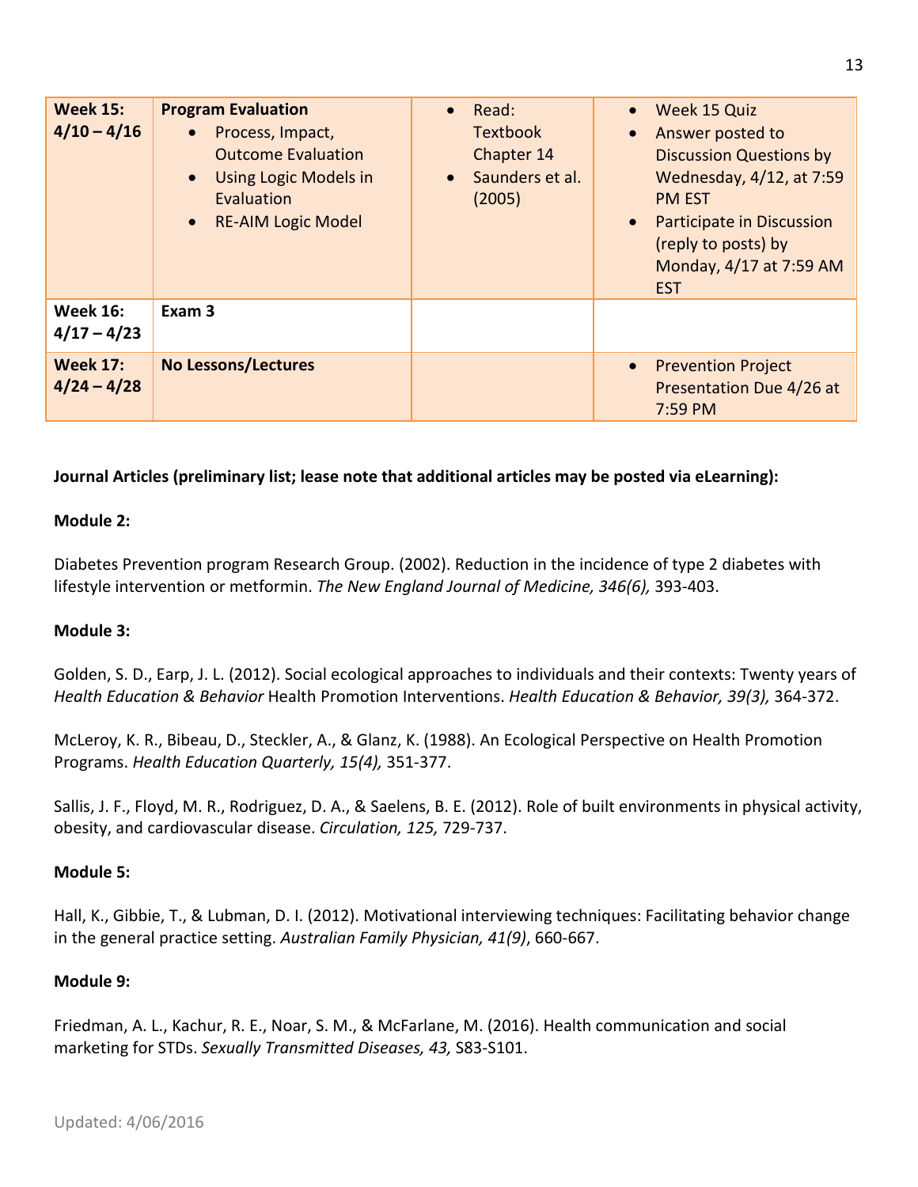| Week 15: 4/10 – 4/16 | **Program Evaluation**<br>• Process, Impact, Outcome Evaluation<br>• Using Logic Models in Evaluation<br>• RE-AIM Logic Model | • Read: Textbook Chapter 14<br>• Saunders et al. (2005) | • Week 15 Quiz<br>• Answer posted to Discussion Questions by Wednesday, 4/12, at 7:59 PM EST<br>• Participate in Discussion (reply to posts) by Monday, 4/17 at 7:59 AM EST |
|---|---|---|---|
| **Week 16: 4/17 – 4/23** | **Exam 3** | | |
| **Week 17: 4/24 – 4/28** | **No Lessons/Lectures** | | • Prevention Project Presentation Due 4/26 at 7:59 PM |

**Journal Articles (preliminary list; lease note that additional articles may be posted via eLearning):**

**Module 2:**

Diabetes Prevention program Research Group. (2002). Reduction in the incidence of type 2 diabetes with lifestyle intervention or metformin. *The New England Journal of Medicine, 346(6),* 393-403.

**Module 3:**

Golden, S. D., Earp, J. L. (2012). Social ecological approaches to individuals and their contexts: Twenty years of *Health Education & Behavior* Health Promotion Interventions. *Health Education & Behavior, 39(3),* 364-372.

McLeroy, K. R., Bibeau, D., Steckler, A., & Glanz, K. (1988). An Ecological Perspective on Health Promotion Programs. *Health Education Quarterly, 15(4),* 351-377.

Sallis, J. F., Floyd, M. R., Rodriguez, D. A., & Saelens, B. E. (2012). Role of built environments in physical activity, obesity, and cardiovascular disease. *Circulation, 125,* 729-737.

**Module 5:**

Hall, K., Gibbie, T., & Lubman, D. I. (2012). Motivational interviewing techniques: Facilitating behavior change in the general practice setting. *Australian Family Physician, 41(9)*, 660-667.

**Module 9:**

Friedman, A. L., Kachur, R. E., Noar, S. M., & McFarlane, M. (2016). Health communication and social marketing for STDs. *Sexually Transmitted Diseases, 43,* S83-S101.

Updated: 4/06/2016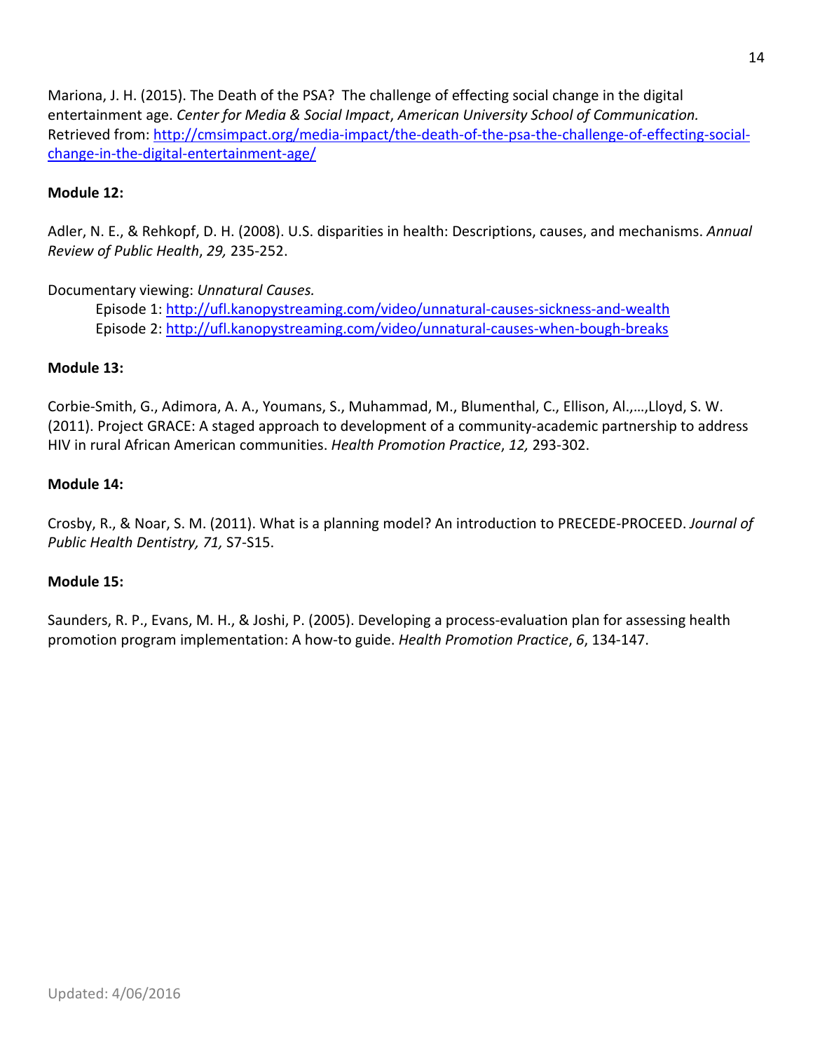Mariona, J. H. (2015). The Death of the PSA? The challenge of effecting social change in the digital entertainment age. *Center for Media & Social Impact*, *American University School of Communication.* Retrieved from: [http://cmsimpact.org/media-impact/the-death-of-the-psa-the-challenge-of-effecting-social-change-in-the-digital-entertainment-age/](http://cmsimpact.org/media-impact/the-death-of-the-psa-the-challenge-of-effecting-social-change-in-the-digital-entertainment-age/)

**Module 12:**

Adler, N. E., & Rehkopf, D. H. (2008). U.S. disparities in health: Descriptions, causes, and mechanisms. *Annual Review of Public Health*, *29,* 235-252.

Documentary viewing: *Unnatural Causes.*

Episode 1: [http://ufl.kanopystreaming.com/video/unnatural-causes-sickness-and-wealth](http://ufl.kanopystreaming.com/video/unnatural-causes-sickness-and-wealth)
Episode 2: [http://ufl.kanopystreaming.com/video/unnatural-causes-when-bough-breaks](http://ufl.kanopystreaming.com/video/unnatural-causes-when-bough-breaks)

**Module 13:**

Corbie-Smith, G., Adimora, A. A., Youmans, S., Muhammad, M., Blumenthal, C., Ellison, Al.,…,Lloyd, S. W. (2011). Project GRACE: A staged approach to development of a community-academic partnership to address HIV in rural African American communities. *Health Promotion Practice*, *12,* 293-302.

**Module 14:**

Crosby, R., & Noar, S. M. (2011). What is a planning model? An introduction to PRECEDE-PROCEED. *Journal of Public Health Dentistry, 71,* S7-S15.

**Module 15:**

Saunders, R. P., Evans, M. H., & Joshi, P. (2005). Developing a process-evaluation plan for assessing health promotion program implementation: A how-to guide. *Health Promotion Practice*, *6*, 134-147.